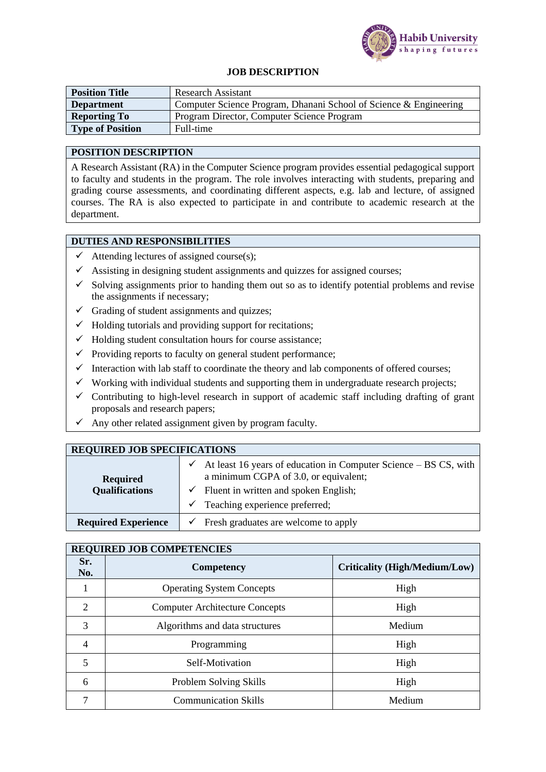Habib University
shaping futures

# JOB DESCRIPTION

| **Position Title** | Research Assistant |
|---|---|
| **Department** | Computer Science Program, Dhanani School of Science & Engineering |
| **Reporting To** | Program Director, Computer Science Program |
| **Type of Position** | Full-time |

## POSITION DESCRIPTION

A Research Assistant (RA) in the Computer Science program provides essential pedagogical support to faculty and students in the program. The role involves interacting with students, preparing and grading course assessments, and coordinating different aspects, e.g. lab and lecture, of assigned courses. The RA is also expected to participate in and contribute to academic research at the department.

## DUTIES AND RESPONSIBILITIES

- ✓ Attending lectures of assigned course(s);
- ✓ Assisting in designing student assignments and quizzes for assigned courses;
- ✓ Solving assignments prior to handing them out so as to identify potential problems and revise the assignments if necessary;
- ✓ Grading of student assignments and quizzes;
- ✓ Holding tutorials and providing support for recitations;
- ✓ Holding student consultation hours for course assistance;
- ✓ Providing reports to faculty on general student performance;
- ✓ Interaction with lab staff to coordinate the theory and lab components of offered courses;
- ✓ Working with individual students and supporting them in undergraduate research projects;
- ✓ Contributing to high-level research in support of academic staff including drafting of grant proposals and research papers;
- ✓ Any other related assignment given by program faculty.

## REQUIRED JOB SPECIFICATIONS

| | |
|---|---|
| **Required Qualifications** | ✓ At least 16 years of education in Computer Science – BS CS, with a minimum CGPA of 3.0, or equivalent;<br>✓ Fluent in written and spoken English;<br>✓ Teaching experience preferred; |
| **Required Experience** | ✓ Fresh graduates are welcome to apply |

## REQUIRED JOB COMPETENCIES

| Sr. No. | Competency | Criticality (High/Medium/Low) |
|---|---|---|
| 1 | Operating System Concepts | High |
| 2 | Computer Architecture Concepts | High |
| 3 | Algorithms and data structures | Medium |
| 4 | Programming | High |
| 5 | Self-Motivation | High |
| 6 | Problem Solving Skills | High |
| 7 | Communication Skills | Medium |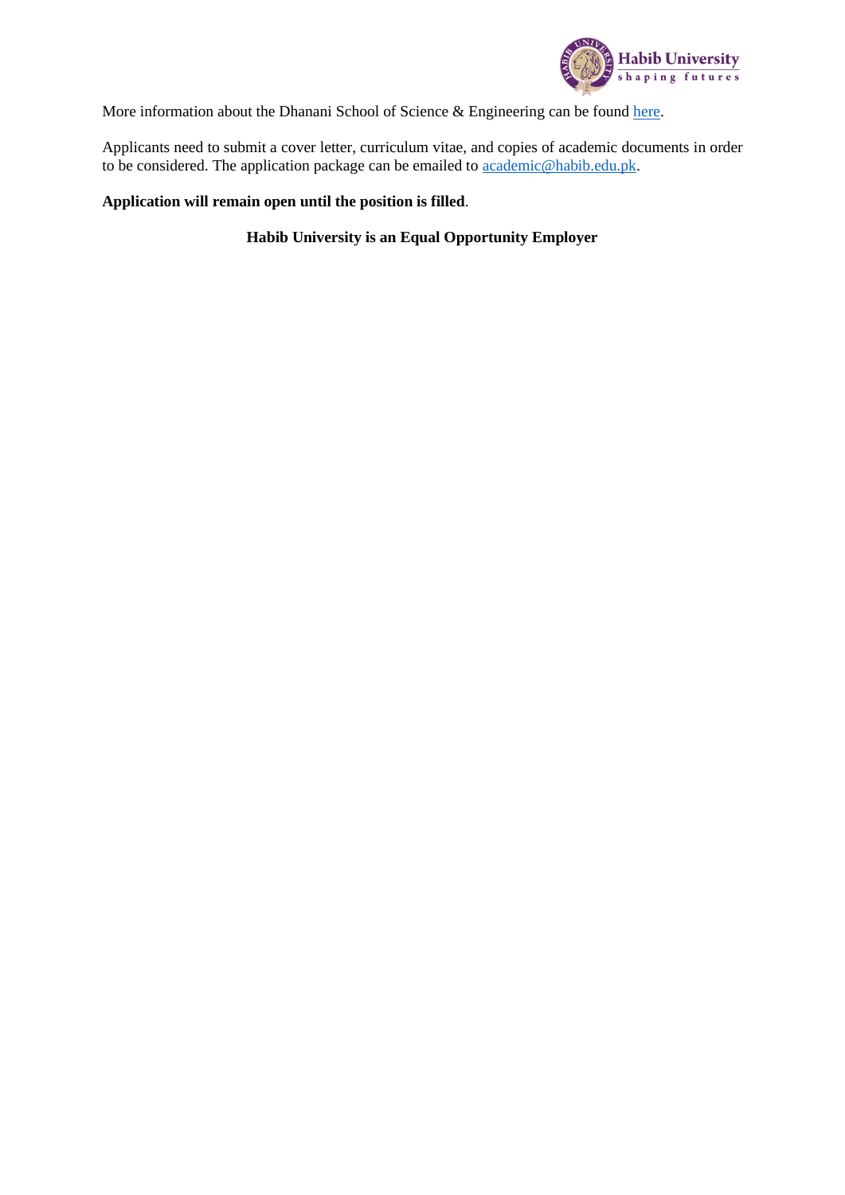More information about the Dhanani School of Science & Engineering can be found here.

Applicants need to submit a cover letter, curriculum vitae, and copies of academic documents in order to be considered. The application package can be emailed to academic@habib.edu.pk.

**Application will remain open until the position is filled**.

**Habib University is an Equal Opportunity Employer**